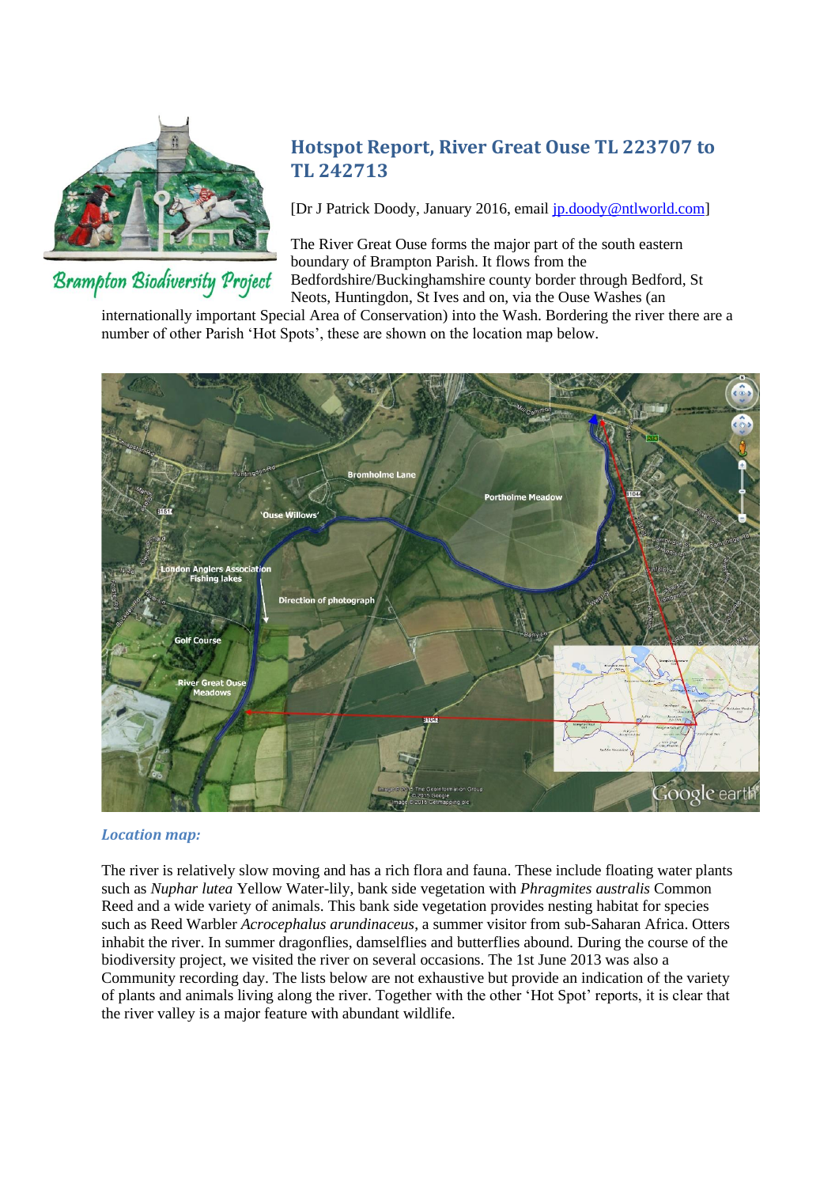Brampton Biodiversity Project

## Hotspot Report, River Great Ouse TL 223707 to TL 242713

[Dr J Patrick Doody, January 2016, email jp.doody@ntlworld.com]

The River Great Ouse forms the major part of the south eastern boundary of Brampton Parish. It flows from the Bedfordshire/Buckinghamshire county border through Bedford, St Neots, Huntingdon, St Ives and on, via the Ouse Washes (an internationally important Special Area of Conservation) into the Wash. Bordering the river there are a number of other Parish 'Hot Spots', these are shown on the location map below.

***Location map:***

The river is relatively slow moving and has a rich flora and fauna. These include floating water plants such as *Nuphar lutea* Yellow Water-lily, bank side vegetation with *Phragmites australis* Common Reed and a wide variety of animals. This bank side vegetation provides nesting habitat for species such as Reed Warbler *Acrocephalus arundinaceus*, a summer visitor from sub-Saharan Africa. Otters inhabit the river. In summer dragonflies, damselflies and butterflies abound. During the course of the biodiversity project, we visited the river on several occasions. The 1st June 2013 was also a Community recording day. The lists below are not exhaustive but provide an indication of the variety of plants and animals living along the river. Together with the other 'Hot Spot' reports, it is clear that the river valley is a major feature with abundant wildlife.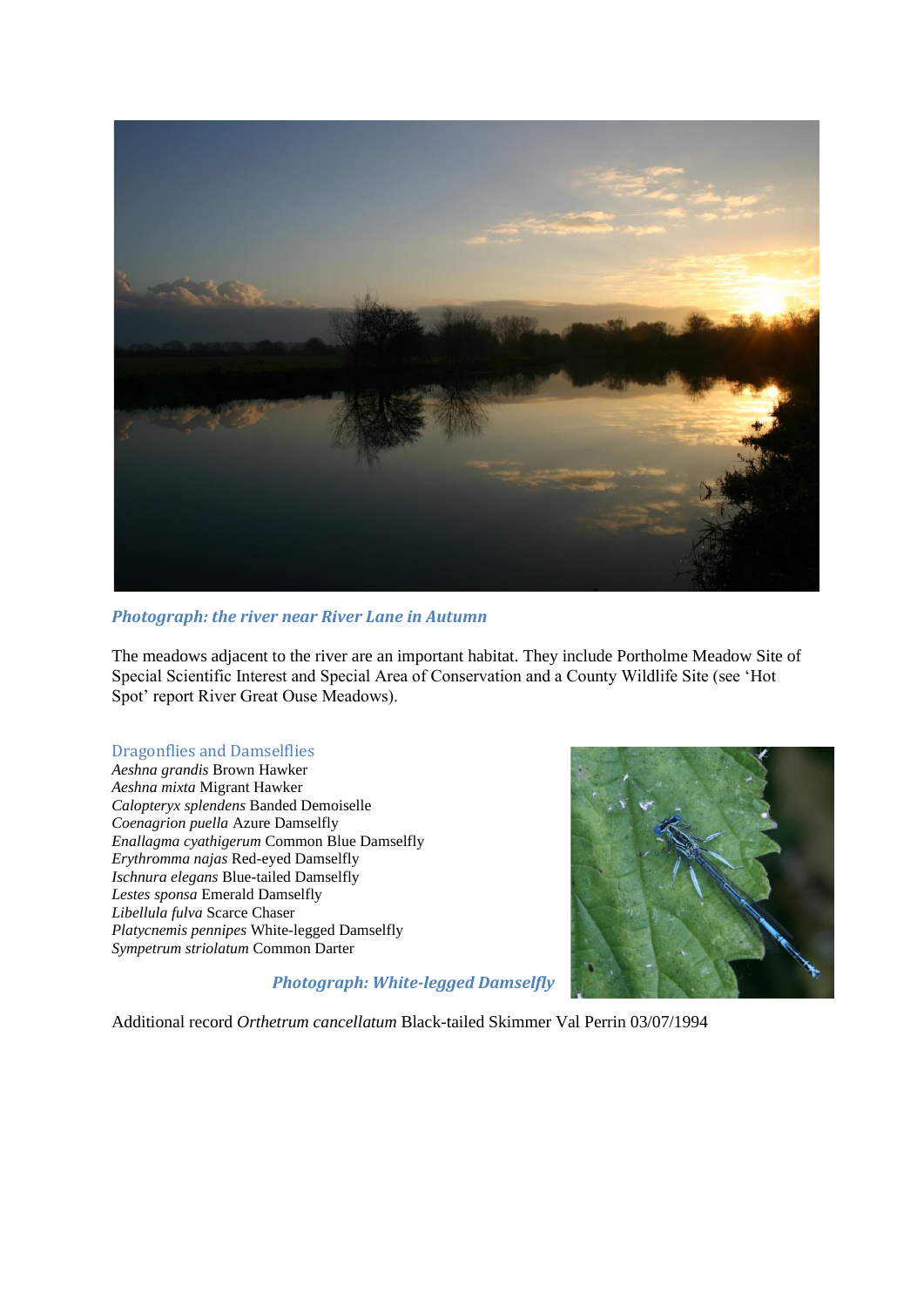***Photograph: the river near River Lane in Autumn***

The meadows adjacent to the river are an important habitat. They include Portholme Meadow Site of Special Scientific Interest and Special Area of Conservation and a County Wildlife Site (see 'Hot Spot' report River Great Ouse Meadows).

## Dragonflies and Damselflies

*Aeshna grandis* Brown Hawker
*Aeshna mixta* Migrant Hawker
*Calopteryx splendens* Banded Demoiselle
*Coenagrion puella* Azure Damselfly
*Enallagma cyathigerum* Common Blue Damselfly
*Erythromma najas* Red-eyed Damselfly
*Ischnura elegans* Blue-tailed Damselfly
*Lestes sponsa* Emerald Damselfly
*Libellula fulva* Scarce Chaser
*Platycnemis pennipes* White-legged Damselfly
*Sympetrum striolatum* Common Darter

***Photograph: White-legged Damselfly***

Additional record *Orthetrum cancellatum* Black-tailed Skimmer Val Perrin 03/07/1994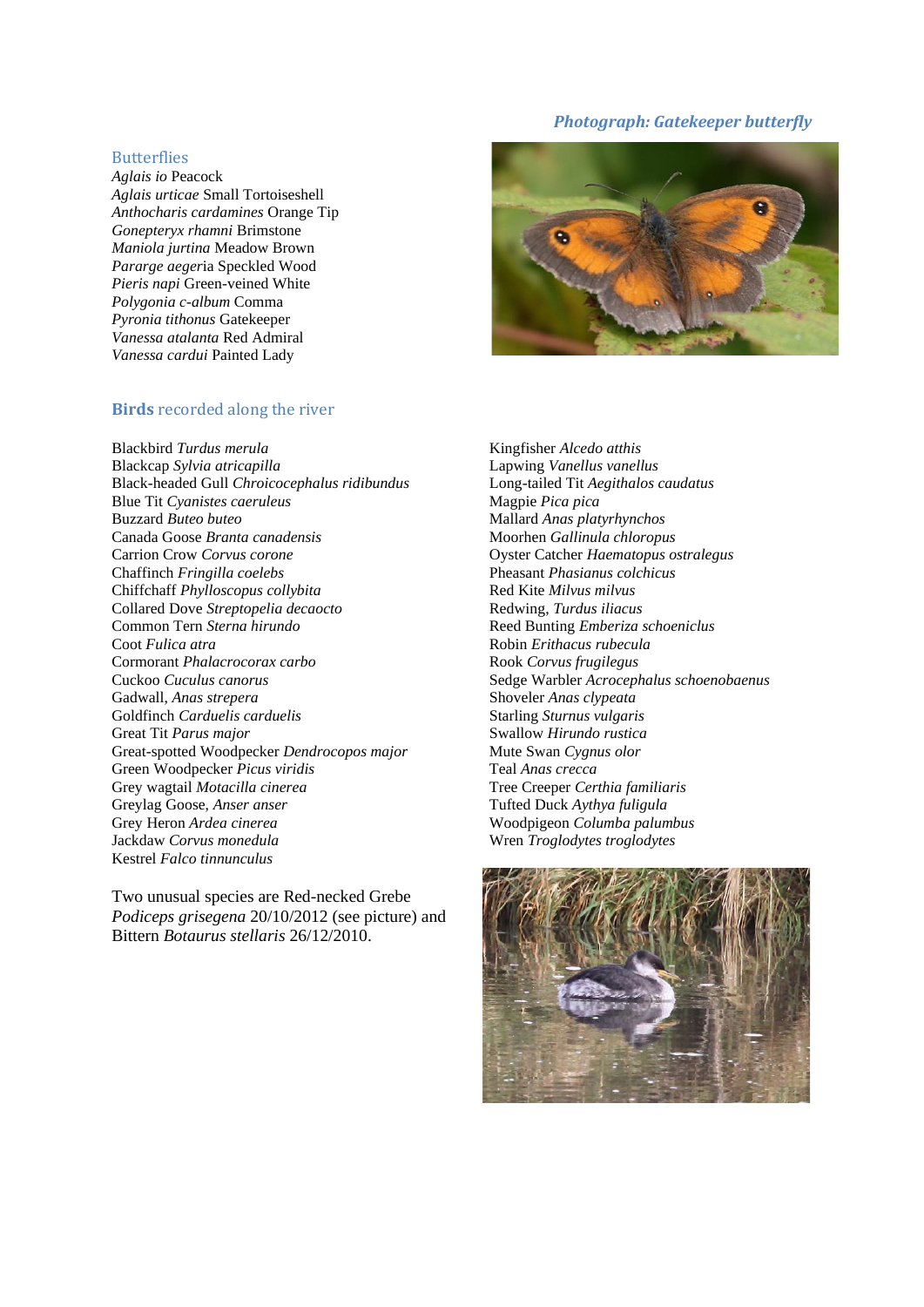*Photograph: Gatekeeper butterfly*

### Butterflies

*Aglais io* Peacock  
*Aglais urticae* Small Tortoiseshell  
*Anthocharis cardamines* Orange Tip  
*Gonepteryx rhamni* Brimstone  
*Maniola jurtina* Meadow Brown  
*Pararge aegeri*a Speckled Wood  
*Pieris napi* Green-veined White  
*Polygonia c-album* Comma  
*Pyronia tithonus* Gatekeeper  
*Vanessa atalanta* Red Admiral  
*Vanessa cardui* Painted Lady

### **Birds** recorded along the river

Blackbird *Turdus merula*  
Blackcap *Sylvia atricapilla*  
Black-headed Gull *Chroicocephalus ridibundus*  
Blue Tit *Cyanistes caeruleus*  
Buzzard *Buteo buteo*  
Canada Goose *Branta canadensis*  
Carrion Crow *Corvus corone*  
Chaffinch *Fringilla coelebs*  
Chiffchaff *Phylloscopus collybita*  
Collared Dove *Streptopelia decaocto*  
Common Tern *Sterna hirundo*  
Coot *Fulica atra*  
Cormorant *Phalacrocorax carbo*  
Cuckoo *Cuculus canorus*  
Gadwall, *Anas strepera*  
Goldfinch *Carduelis carduelis*  
Great Tit *Parus major*  
Great-spotted Woodpecker *Dendrocopos major*  
Green Woodpecker *Picus viridis*  
Grey wagtail *Motacilla cinerea*  
Greylag Goose, *Anser anser*  
Grey Heron *Ardea cinerea*  
Jackdaw *Corvus monedula*  
Kestrel *Falco tinnunculus*  
Kingfisher *Alcedo atthis*  
Lapwing *Vanellus vanellus*  
Long-tailed Tit *Aegithalos caudatus*  
Magpie *Pica pica*  
Mallard *Anas platyrhynchos*  
Moorhen *Gallinula chloropus*  
Oyster Catcher *Haematopus ostralegus*  
Pheasant *Phasianus colchicus*  
Red Kite *Milvus milvus*  
Redwing, *Turdus iliacus*  
Reed Bunting *Emberiza schoeniclus*  
Robin *Erithacus rubecula*  
Rook *Corvus frugilegus*  
Sedge Warbler *Acrocephalus schoenobaenus*  
Shoveler *Anas clypeata*  
Starling *Sturnus vulgaris*  
Swallow *Hirundo rustica*  
Mute Swan *Cygnus olor*  
Teal *Anas crecca*  
Tree Creeper *Certhia familiaris*  
Tufted Duck *Aythya fuligula*  
Woodpigeon *Columba palumbus*  
Wren *Troglodytes troglodytes*

Two unusual species are Red-necked Grebe *Podiceps grisegena* 20/10/2012 (see picture) and Bittern *Botaurus stellaris* 26/12/2010.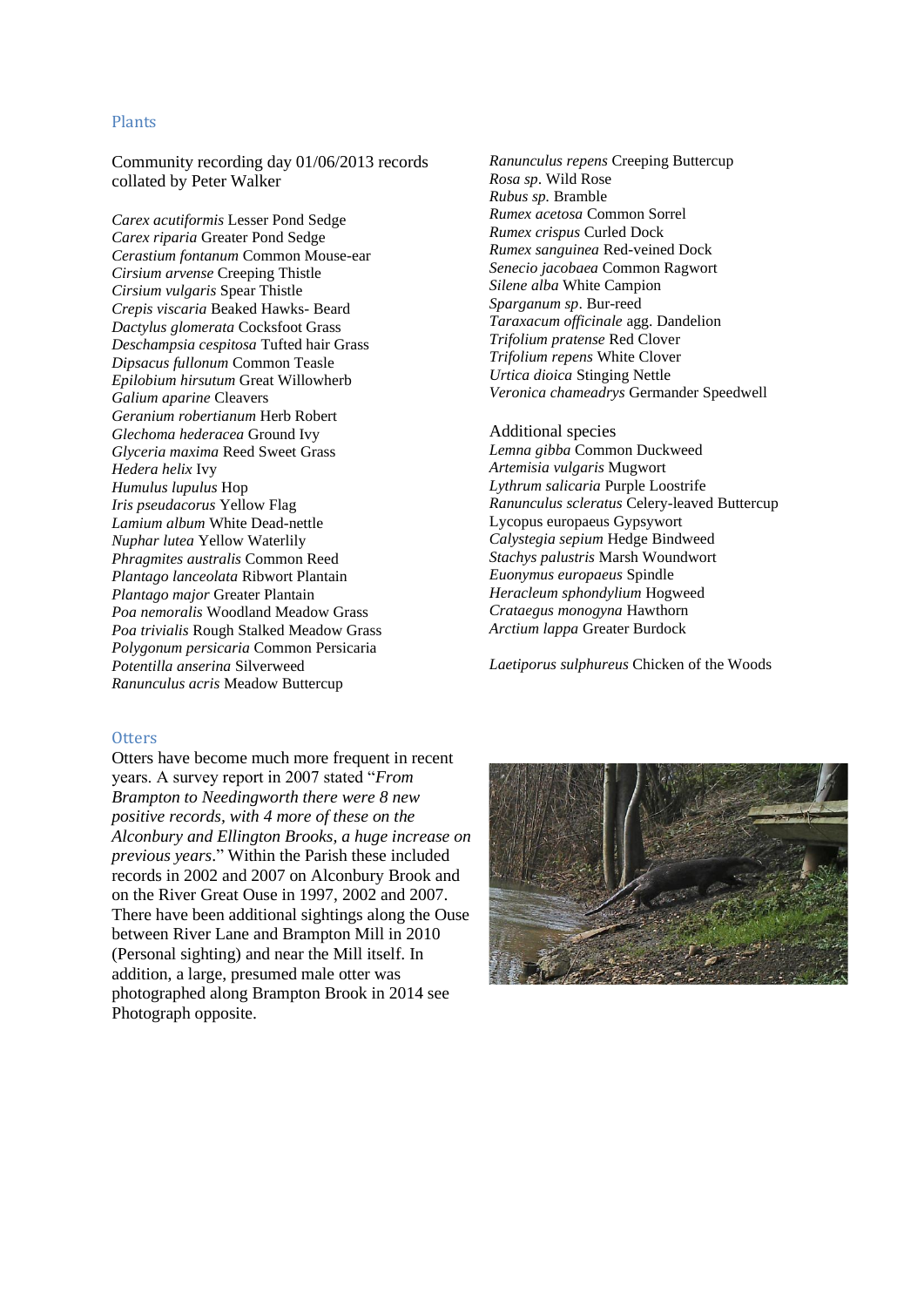## Plants

Community recording day 01/06/2013 records collated by Peter Walker

*Carex acutiformis* Lesser Pond Sedge
*Carex riparia* Greater Pond Sedge
*Cerastium fontanum* Common Mouse-ear
*Cirsium arvense* Creeping Thistle
*Cirsium vulgaris* Spear Thistle
*Crepis viscaria* Beaked Hawks- Beard
*Dactylus glomerata* Cocksfoot Grass
*Deschampsia cespitosa* Tufted hair Grass
*Dipsacus fullonum* Common Teasle
*Epilobium hirsutum* Great Willowherb
*Galium aparine* Cleavers
*Geranium robertianum* Herb Robert
*Glechoma hederacea* Ground Ivy
*Glyceria maxima* Reed Sweet Grass
*Hedera helix* Ivy
*Humulus lupulus* Hop
*Iris pseudacorus* Yellow Flag
*Lamium album* White Dead-nettle
*Nuphar lutea* Yellow Waterlily
*Phragmites australis* Common Reed
*Plantago lanceolata* Ribwort Plantain
*Plantago major* Greater Plantain
*Poa nemoralis* Woodland Meadow Grass
*Poa trivialis* Rough Stalked Meadow Grass
*Polygonum persicaria* Common Persicaria
*Potentilla anserina* Silverweed
*Ranunculus acris* Meadow Buttercup
*Ranunculus repens* Creeping Buttercup
*Rosa sp.* Wild Rose
*Rubus sp.* Bramble
*Rumex acetosa* Common Sorrel
*Rumex crispus* Curled Dock
*Rumex sanguinea* Red-veined Dock
*Senecio jacobaea* Common Ragwort
*Silene alba* White Campion
*Sparganum sp*. Bur-reed
*Taraxacum officinale* agg. Dandelion
*Trifolium pratense* Red Clover
*Trifolium repens* White Clover
*Urtica dioica* Stinging Nettle
*Veronica chameadrys* Germander Speedwell

Additional species
*Lemna gibba* Common Duckweed
*Artemisia vulgaris* Mugwort
*Lythrum salicaria* Purple Loostrife
*Ranunculus scleratus* Celery-leaved Buttercup
Lycopus europaeus Gypsywort
*Calystegia sepium* Hedge Bindweed
*Stachys palustris* Marsh Woundwort
*Euonymus europaeus* Spindle
*Heracleum sphondylium* Hogweed
*Crataegus monogyna* Hawthorn
*Arctium lappa* Greater Burdock

*Laetiporus sulphureus* Chicken of the Woods

## Otters

Otters have become much more frequent in recent years. A survey report in 2007 stated "*From Brampton to Needingworth there were 8 new positive records, with 4 more of these on the Alconbury and Ellington Brooks, a huge increase on previous years*." Within the Parish these included records in 2002 and 2007 on Alconbury Brook and on the River Great Ouse in 1997, 2002 and 2007. There have been additional sightings along the Ouse between River Lane and Brampton Mill in 2010 (Personal sighting) and near the Mill itself. In addition, a large, presumed male otter was photographed along Brampton Brook in 2014 see Photograph opposite.